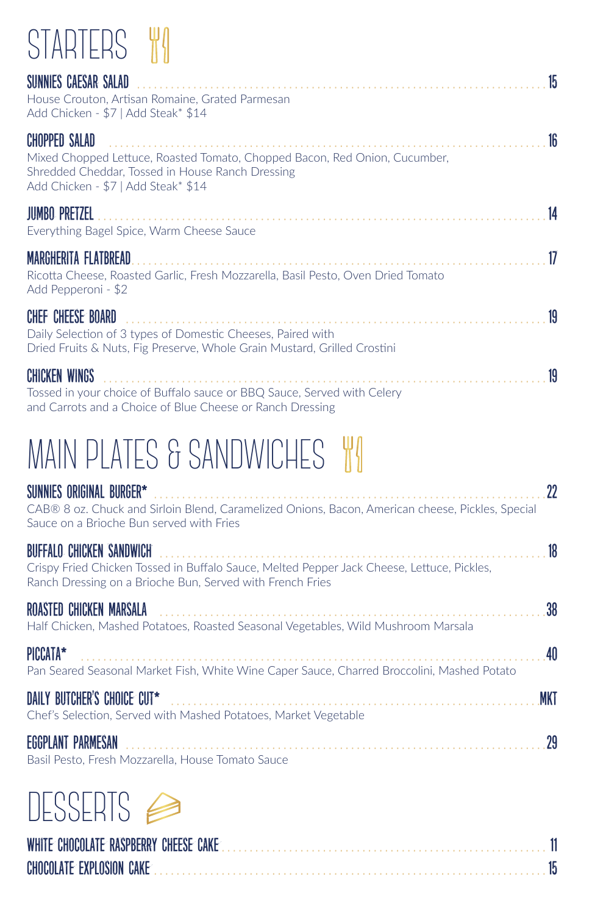# STARTERS

### SUNNIES CAESAR SALAD — 15

House Crouton, Artisan Romaine, Grated Parmesan
Add Chicken - $7 | Add Steak* $14

### CHOPPED SALAD — 16

Mixed Chopped Lettuce, Roasted Tomato, Chopped Bacon, Red Onion, Cucumber, Shredded Cheddar, Tossed in House Ranch Dressing
Add Chicken - $7 | Add Steak* $14

### JUMBO PRETZEL — 14

Everything Bagel Spice, Warm Cheese Sauce

### MARGHERITA FLATBREAD — 17

Ricotta Cheese, Roasted Garlic, Fresh Mozzarella, Basil Pesto, Oven Dried Tomato
Add Pepperoni - $2

### CHEF CHEESE BOARD — 19

Daily Selection of 3 types of Domestic Cheeses, Paired with Dried Fruits & Nuts, Fig Preserve, Whole Grain Mustard, Grilled Crostini

### CHICKEN WINGS — 19

Tossed in your choice of Buffalo sauce or BBQ Sauce, Served with Celery and Carrots and a Choice of Blue Cheese or Ranch Dressing

# MAIN PLATES & SANDWICHES

### SUNNIES ORIGINAL BURGER* — 22

CAB® 8 oz. Chuck and Sirloin Blend, Caramelized Onions, Bacon, American cheese, Pickles, Special Sauce on a Brioche Bun served with Fries

### BUFFALO CHICKEN SANDWICH — 18

Crispy Fried Chicken Tossed in Buffalo Sauce, Melted Pepper Jack Cheese, Lettuce, Pickles, Ranch Dressing on a Brioche Bun, Served with French Fries

### ROASTED CHICKEN MARSALA — 38

Half Chicken, Mashed Potatoes, Roasted Seasonal Vegetables, Wild Mushroom Marsala

### PICCATA* — 40

Pan Seared Seasonal Market Fish, White Wine Caper Sauce, Charred Broccolini, Mashed Potato

### DAILY BUTCHER'S CHOICE CUT* — MKT

Chef's Selection, Served with Mashed Potatoes, Market Vegetable

### EGGPLANT PARMESAN — 29

Basil Pesto, Fresh Mozzarella, House Tomato Sauce

# DESSERTS

### WHITE CHOCOLATE RASPBERRY CHEESE CAKE — 11

### CHOCOLATE EXPLOSION CAKE — 15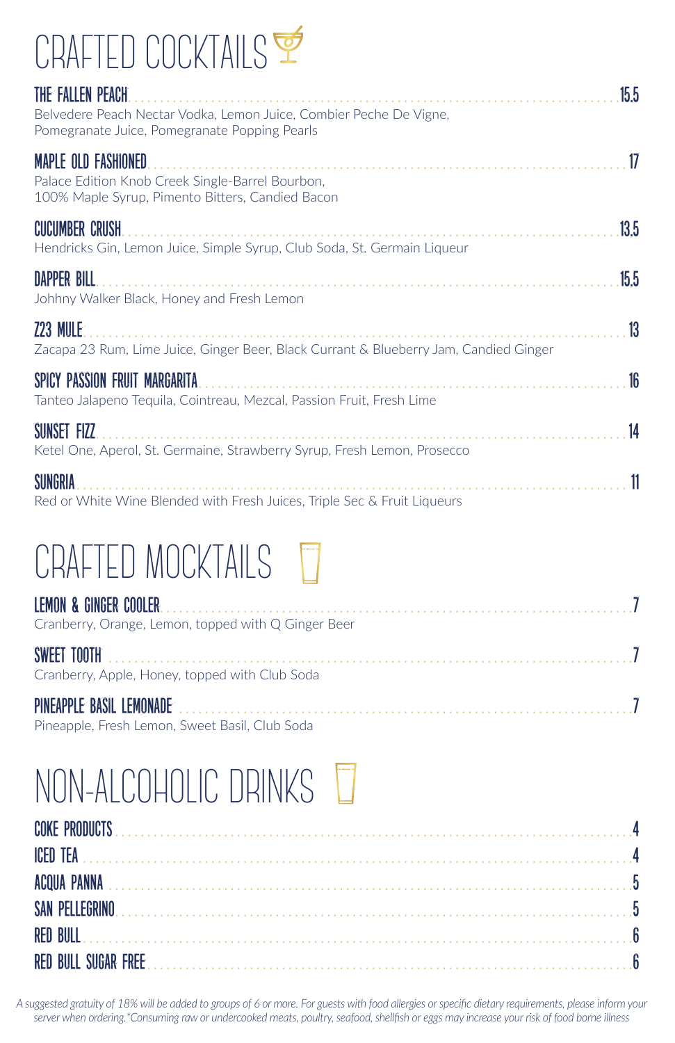# CRAFTED COCKTAILS

**THE FALLEN PEACH** — 15.5
Belvedere Peach Nectar Vodka, Lemon Juice, Combier Peche De Vigne, Pomegranate Juice, Pomegranate Popping Pearls

**MAPLE OLD FASHIONED** — 17
Palace Edition Knob Creek Single-Barrel Bourbon, 100% Maple Syrup, Pimento Bitters, Candied Bacon

**CUCUMBER CRUSH** — 13.5
Hendricks Gin, Lemon Juice, Simple Syrup, Club Soda, St. Germain Liqueur

**DAPPER BILL** — 15.5
Johhny Walker Black, Honey and Fresh Lemon

**Z23 MULE** — 13
Zacapa 23 Rum, Lime Juice, Ginger Beer, Black Currant & Blueberry Jam, Candied Ginger

**SPICY PASSION FRUIT MARGARITA** — 16
Tanteo Jalapeno Tequila, Cointreau, Mezcal, Passion Fruit, Fresh Lime

**SUNSET FIZZ** — 14
Ketel One, Aperol, St. Germaine, Strawberry Syrup, Fresh Lemon, Prosecco

**SUNGRIA** — 11
Red or White Wine Blended with Fresh Juices, Triple Sec & Fruit Liqueurs

# CRAFTED MOCKTAILS

**LEMON & GINGER COOLER** — 7
Cranberry, Orange, Lemon, topped with Q Ginger Beer

**SWEET TOOTH** — 7
Cranberry, Apple, Honey, topped with Club Soda

**PINEAPPLE BASIL LEMONADE** — 7
Pineapple, Fresh Lemon, Sweet Basil, Club Soda

# NON-ALCOHOLIC DRINKS

**COKE PRODUCTS** — 4

**ICED TEA** — 4

**ACQUA PANNA** — 5

**SAN PELLEGRINO** — 5

**RED BULL** — 6

**RED BULL SUGAR FREE** — 6

*A suggested gratuity of 18% will be added to groups of 6 or more. For guests with food allergies or specific dietary requirements, please inform your server when ordering.*Consuming raw or undercooked meats, poultry, seafood, shellfish or eggs may increase your risk of food borne illness*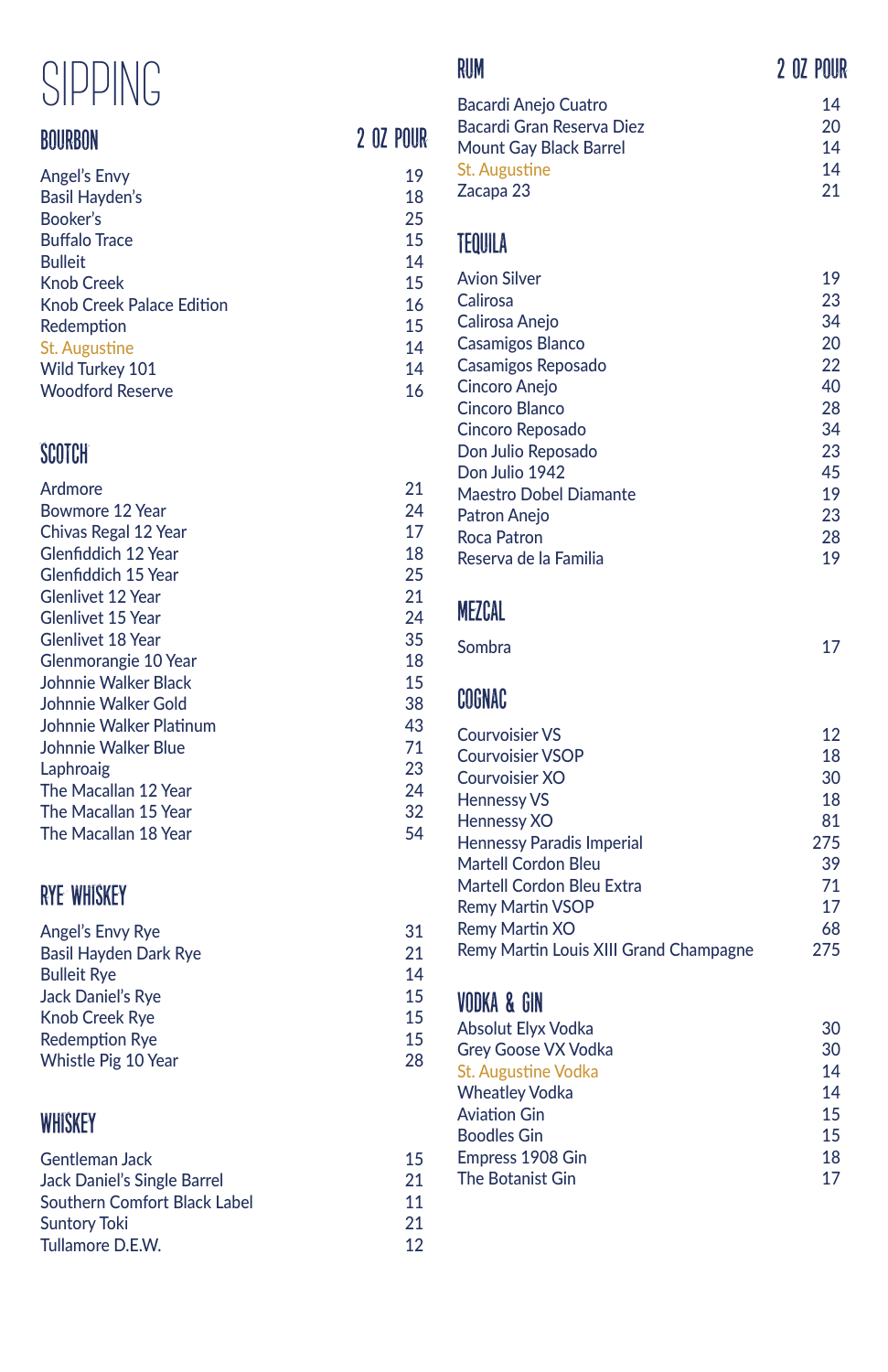# SIPPING

## BOURBON

| BOURBON | 2 OZ POUR |
|---|---|
| Angel's Envy | 19 |
| Basil Hayden's | 18 |
| Booker's | 25 |
| Buffalo Trace | 15 |
| Bulleit | 14 |
| Knob Creek | 15 |
| Knob Creek Palace Edition | 16 |
| Redemption | 15 |
| St. Augustine | 14 |
| Wild Turkey 101 | 14 |
| Woodford Reserve | 16 |

## SCOTCH

| SCOTCH | |
|---|---|
| Ardmore | 21 |
| Bowmore 12 Year | 24 |
| Chivas Regal 12 Year | 17 |
| Glenfiddich 12 Year | 18 |
| Glenfiddich 15 Year | 25 |
| Glenlivet 12 Year | 21 |
| Glenlivet 15 Year | 24 |
| Glenlivet 18 Year | 35 |
| Glenmorangie 10 Year | 18 |
| Johnnie Walker Black | 15 |
| Johnnie Walker Gold | 38 |
| Johnnie Walker Platinum | 43 |
| Johnnie Walker Blue | 71 |
| Laphroaig | 23 |
| The Macallan 12 Year | 24 |
| The Macallan 15 Year | 32 |
| The Macallan 18 Year | 54 |

## RYE WHISKEY

| RYE WHISKEY | |
|---|---|
| Angel's Envy Rye | 31 |
| Basil Hayden Dark Rye | 21 |
| Bulleit Rye | 14 |
| Jack Daniel's Rye | 15 |
| Knob Creek Rye | 15 |
| Redemption Rye | 15 |
| Whistle Pig 10 Year | 28 |

## WHISKEY

| WHISKEY | |
|---|---|
| Gentleman Jack | 15 |
| Jack Daniel's Single Barrel | 21 |
| Southern Comfort Black Label | 11 |
| Suntory Toki | 21 |
| Tullamore D.E.W. | 12 |

## RUM

| RUM | 2 OZ POUR |
|---|---|
| Bacardi Anejo Cuatro | 14 |
| Bacardi Gran Reserva Diez | 20 |
| Mount Gay Black Barrel | 14 |
| St. Augustine | 14 |
| Zacapa 23 | 21 |

## TEQUILA

| TEQUILA | |
|---|---|
| Avion Silver | 19 |
| Calirosa | 23 |
| Calirosa Anejo | 34 |
| Casamigos Blanco | 20 |
| Casamigos Reposado | 22 |
| Cincoro Anejo | 40 |
| Cincoro Blanco | 28 |
| Cincoro Reposado | 34 |
| Don Julio Reposado | 23 |
| Don Julio 1942 | 45 |
| Maestro Dobel Diamante | 19 |
| Patron Anejo | 23 |
| Roca Patron | 28 |
| Reserva de la Familia | 19 |

## MEZCAL

| MEZCAL | |
|---|---|
| Sombra | 17 |

## COGNAC

| COGNAC | |
|---|---|
| Courvoisier VS | 12 |
| Courvoisier VSOP | 18 |
| Courvoisier XO | 30 |
| Hennessy VS | 18 |
| Hennessy XO | 81 |
| Hennessy Paradis Imperial | 275 |
| Martell Cordon Bleu | 39 |
| Martell Cordon Bleu Extra | 71 |
| Remy Martin VSOP | 17 |
| Remy Martin XO | 68 |
| Remy Martin Louis XIII Grand Champagne | 275 |

## VODKA & GIN

| VODKA & GIN | |
|---|---|
| Absolut Elyx Vodka | 30 |
| Grey Goose VX Vodka | 30 |
| St. Augustine Vodka | 14 |
| Wheatley Vodka | 14 |
| Aviation Gin | 15 |
| Boodles Gin | 15 |
| Empress 1908 Gin | 18 |
| The Botanist Gin | 17 |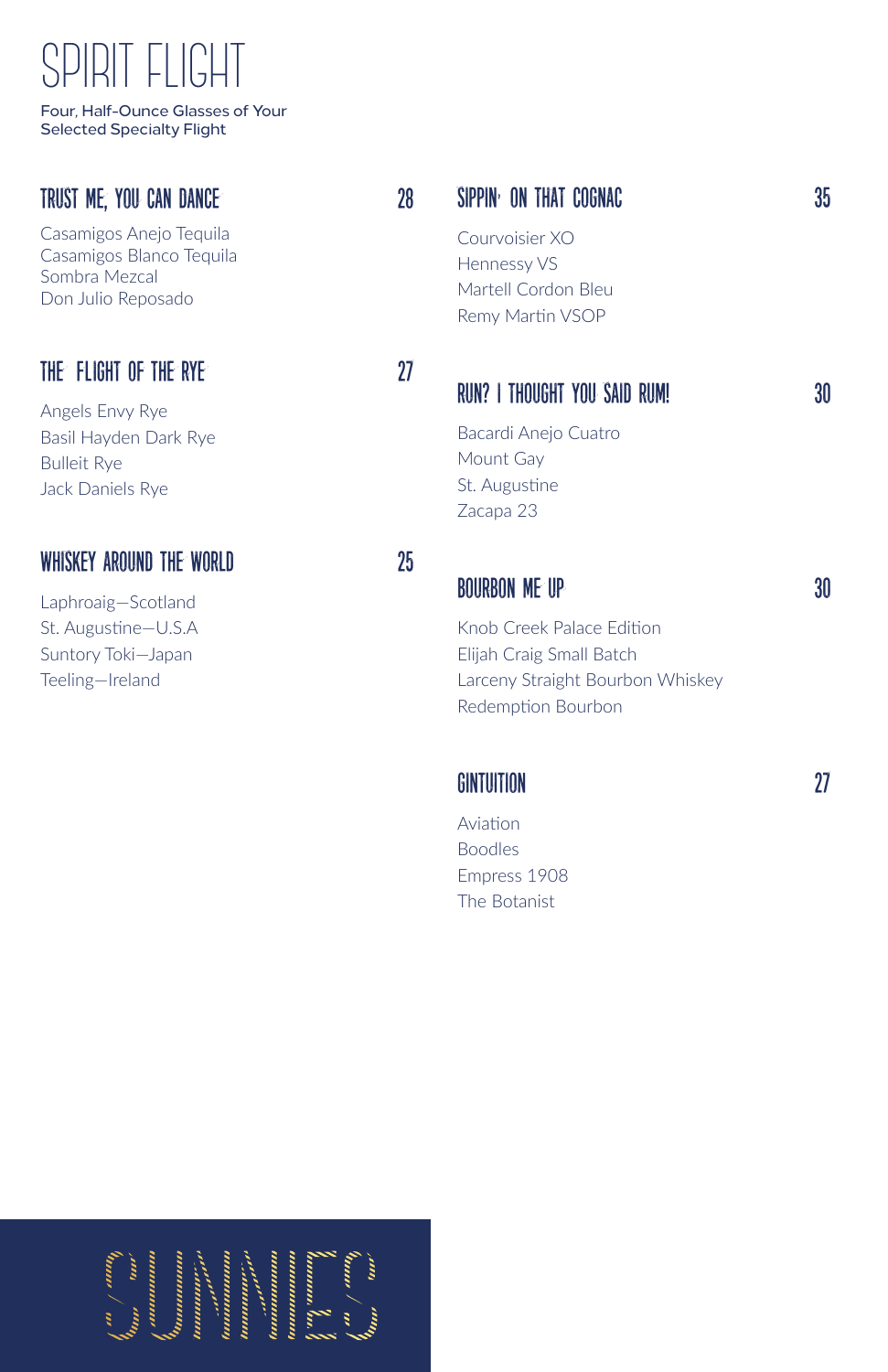# SPIRIT FLIGHT

Four, Half-Ounce Glasses of Your Selected Specialty Flight

## TRUST ME, YOU CAN DANCE — 28

Casamigos Anejo Tequila
Casamigos Blanco Tequila
Sombra Mezcal
Don Julio Reposado

## THE FLIGHT OF THE RYE — 27

Angels Envy Rye
Basil Hayden Dark Rye
Bulleit Rye
Jack Daniels Rye

## WHISKEY AROUND THE WORLD — 25

Laphroaig—Scotland
St. Augustine—U.S.A
Suntory Toki—Japan
Teeling—Ireland

## SIPPIN' ON THAT COGNAC — 35

Courvoisier XO
Hennessy VS
Martell Cordon Bleu
Remy Martin VSOP

## RUN? I THOUGHT YOU SAID RUM! — 30

Bacardi Anejo Cuatro
Mount Gay
St. Augustine
Zacapa 23

## BOURBON ME UP — 30

Knob Creek Palace Edition
Elijah Craig Small Batch
Larceny Straight Bourbon Whiskey
Redemption Bourbon

## GINTUITION — 27

Aviation
Boodles
Empress 1908
The Botanist

SUNNIES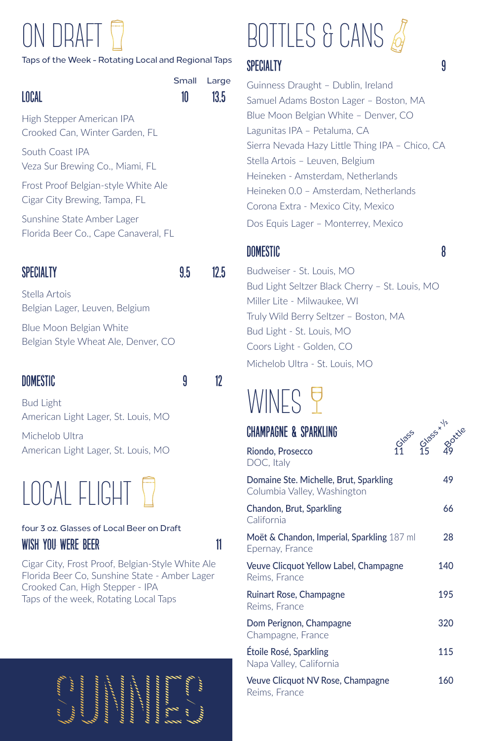# ON DRAFT

Taps of the Week - Rotating Local and Regional Taps

| LOCAL | Small | Large |
|---|---|---|
| | 10 | 13.5 |

High Stepper American IPA
Crooked Can, Winter Garden, FL

South Coast IPA
Veza Sur Brewing Co., Miami, FL

Frost Proof Belgian-style White Ale
Cigar City Brewing, Tampa, FL

Sunshine State Amber Lager
Florida Beer Co., Cape Canaveral, FL

| SPECIALTY | 9.5 | 12.5 |
|---|---|---|

Stella Artois
Belgian Lager, Leuven, Belgium

Blue Moon Belgian White
Belgian Style Wheat Ale, Denver, CO

| DOMESTIC | 9 | 12 |
|---|---|---|

Bud Light
American Light Lager, St. Louis, MO

Michelob Ultra
American Light Lager, St. Louis, MO

# LOCAL FLIGHT

four 3 oz. Glasses of Local Beer on Draft

## WISH YOU WERE BEER — 11

Cigar City, Frost Proof, Belgian-Style White Ale
Florida Beer Co, Sunshine State - Amber Lager
Crooked Can, High Stepper - IPA
Taps of the week, Rotating Local Taps

SUNNIES

# BOTTLES & CANS

## SPECIALTY — 9

Guinness Draught – Dublin, Ireland
Samuel Adams Boston Lager – Boston, MA
Blue Moon Belgian White – Denver, CO
Lagunitas IPA – Petaluma, CA
Sierra Nevada Hazy Little Thing IPA – Chico, CA
Stella Artois – Leuven, Belgium
Heineken - Amsterdam, Netherlands
Heineken 0.0 – Amsterdam, Netherlands
Corona Extra - Mexico City, Mexico
Dos Equis Lager – Monterrey, Mexico

## DOMESTIC — 8

Budweiser - St. Louis, MO
Bud Light Seltzer Black Cherry – St. Louis, MO
Miller Lite - Milwaukee, WI
Truly Wild Berry Seltzer – Boston, MA
Bud Light - St. Louis, MO
Coors Light - Golden, CO
Michelob Ultra - St. Louis, MO

# WINES

## CHAMPAGNE & SPARKLING

| | Glass | Glass + ½ | Bottle |
|---|---|---|---|
| **Riondo, Prosecco** DOC, Italy | 11 | 15 | 49 |
| **Domaine Ste. Michelle, Brut, Sparkling** Columbia Valley, Washington | | | 49 |
| **Chandon, Brut, Sparkling** California | | | 66 |
| **Moët & Chandon, Imperial, Sparkling** 187 ml Epernay, France | | | 28 |
| **Veuve Clicquot Yellow Label, Champagne** Reims, France | | | 140 |
| **Ruinart Rose, Champagne** Reims, France | | | 195 |
| **Dom Perignon, Champagne** Champagne, France | | | 320 |
| **Étoile Rosé, Sparkling** Napa Valley, California | | | 115 |
| **Veuve Clicquot NV Rose, Champagne** Reims, France | | | 160 |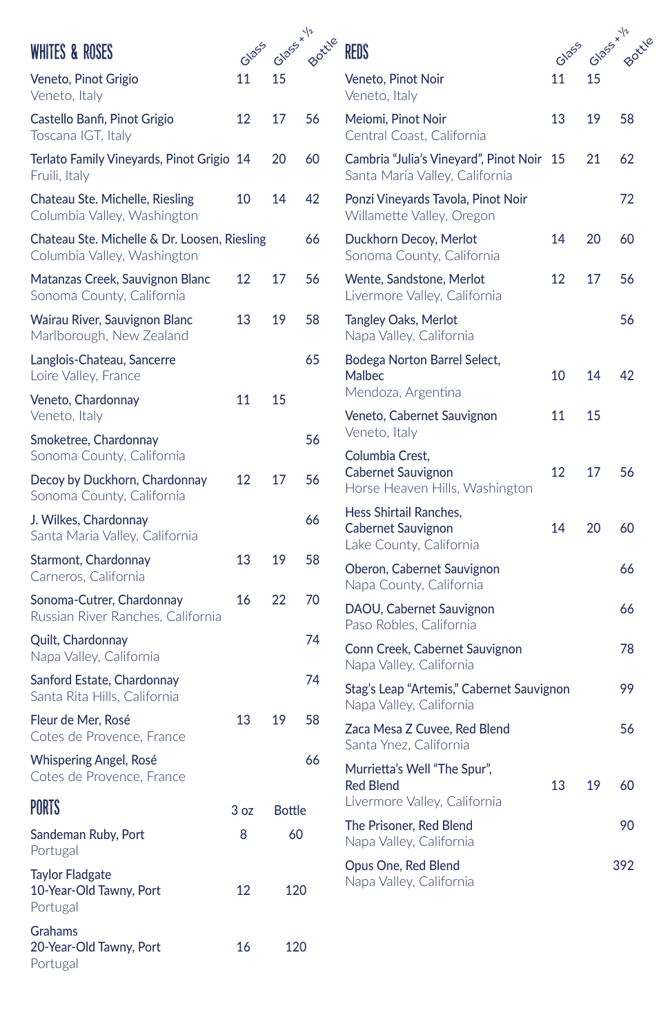## WHITES & ROSES

| | Glass | Glass + ½ | Bottle |
|---|---|---|---|
| Veneto, Pinot Grigio<br>Veneto, Italy | 11 | 15 | |
| Castello Banfi, Pinot Grigio<br>Toscana IGT, Italy | 12 | 17 | 56 |
| Terlato Family Vineyards, Pinot Grigio<br>Fruili, Italy | 14 | 20 | 60 |
| Chateau Ste. Michelle, Riesling<br>Columbia Valley, Washington | 10 | 14 | 42 |
| Chateau Ste. Michelle & Dr. Loosen, Riesling<br>Columbia Valley, Washington | | | 66 |
| Matanzas Creek, Sauvignon Blanc<br>Sonoma County, California | 12 | 17 | 56 |
| Wairau River, Sauvignon Blanc<br>Marlborough, New Zealand | 13 | 19 | 58 |
| Langlois-Chateau, Sancerre<br>Loire Valley, France | | | 65 |
| Veneto, Chardonnay<br>Veneto, Italy | 11 | 15 | |
| Smoketree, Chardonnay<br>Sonoma County, California | | | 56 |
| Decoy by Duckhorn, Chardonnay<br>Sonoma County, California | 12 | 17 | 56 |
| J. Wilkes, Chardonnay<br>Santa Maria Valley, California | | | 66 |
| Starmont, Chardonnay<br>Carneros, California | 13 | 19 | 58 |
| Sonoma-Cutrer, Chardonnay<br>Russian River Ranches, California | 16 | 22 | 70 |
| Quilt, Chardonnay<br>Napa Valley, California | | | 74 |
| Sanford Estate, Chardonnay<br>Santa Rita Hills, California | | | 74 |
| Fleur de Mer, Rosé<br>Cotes de Provence, France | 13 | 19 | 58 |
| Whispering Angel, Rosé<br>Cotes de Provence, France | | | 66 |

## PORTS

| | 3 oz | Bottle |
|---|---|---|
| Sandeman Ruby, Port<br>Portugal | 8 | 60 |
| Taylor Fladgate<br>10-Year-Old Tawny, Port<br>Portugal | 12 | 120 |
| Grahams<br>20-Year-Old Tawny, Port<br>Portugal | 16 | 120 |

## REDS

| | Glass | Glass + ½ | Bottle |
|---|---|---|---|
| Veneto, Pinot Noir<br>Veneto, Italy | 11 | 15 | |
| Meiomi, Pinot Noir<br>Central Coast, California | 13 | 19 | 58 |
| Cambria "Julia's Vineyard", Pinot Noir<br>Santa Maria Valley, California | 15 | 21 | 62 |
| Ponzi Vineyards Tavola, Pinot Noir<br>Willamette Valley, Oregon | | | 72 |
| Duckhorn Decoy, Merlot<br>Sonoma County, California | 14 | 20 | 60 |
| Wente, Sandstone, Merlot<br>Livermore Valley, California | 12 | 17 | 56 |
| Tangley Oaks, Merlot<br>Napa Valley, California | | | 56 |
| Bodega Norton Barrel Select, Malbec<br>Mendoza, Argentina | 10 | 14 | 42 |
| Veneto, Cabernet Sauvignon<br>Veneto, Italy | 11 | 15 | |
| Columbia Crest, Cabernet Sauvignon<br>Horse Heaven Hills, Washington | 12 | 17 | 56 |
| Hess Shirtail Ranches, Cabernet Sauvignon<br>Lake County, California | 14 | 20 | 60 |
| Oberon, Cabernet Sauvignon<br>Napa County, California | | | 66 |
| DAOU, Cabernet Sauvignon<br>Paso Robles, California | | | 66 |
| Conn Creek, Cabernet Sauvignon<br>Napa Valley, California | | | 78 |
| Stag's Leap "Artemis," Cabernet Sauvignon<br>Napa Valley, California | | | 99 |
| Zaca Mesa Z Cuvee, Red Blend<br>Santa Ynez, California | | | 56 |
| Murrietta's Well "The Spur", Red Blend<br>Livermore Valley, California | 13 | 19 | 60 |
| The Prisoner, Red Blend<br>Napa Valley, California | | | 90 |
| Opus One, Red Blend<br>Napa Valley, California | | | 392 |